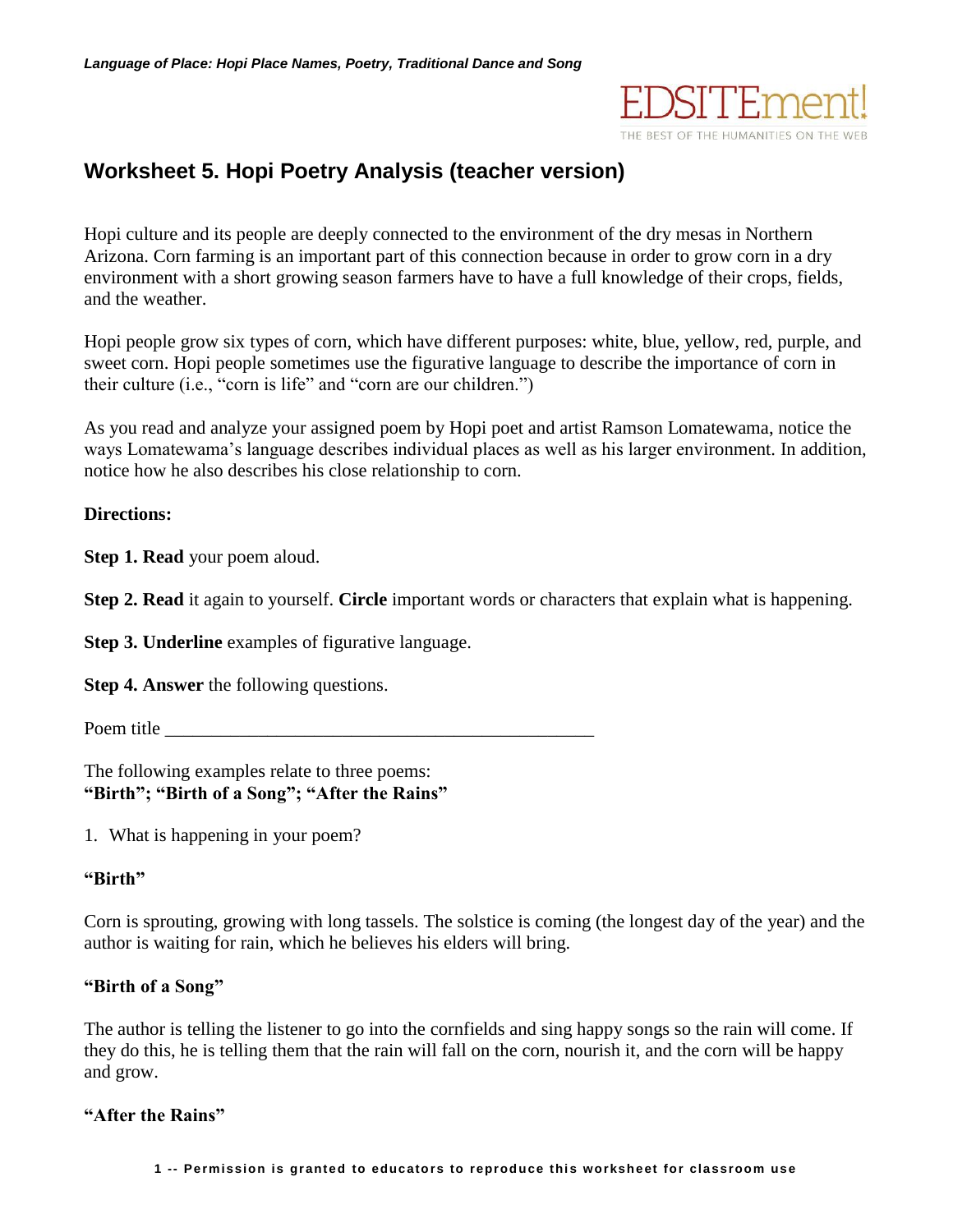# Worksheet 5. Hopi Poetry Analysis (teacher version)

Hopi culture and its people are deeply connected to the environment of the dry mesas in Northern Arizona. Corn farming is an important part of this connection because in order to grow corn in a dry environment with a short growing season farmers have to have a full knowledge of their crops, fields, and the weather.

Hopi people grow six types of corn, which have different purposes: white, blue, yellow, red, purple, and sweet corn. Hopi people sometimes use the figurative language to describe the importance of corn in their culture (i.e., "corn is life" and "corn are our children.")

As you read and analyze your assigned poem by Hopi poet and artist Ramson Lomatewama, notice the ways Lomatewama's language describes individual places as well as his larger environment. In addition, notice how he also describes his close relationship to corn.

**Directions:**

**Step 1. Read** your poem aloud.

**Step 2. Read** it again to yourself. **Circle** important words or characters that explain what is happening.

**Step 3. Underline** examples of figurative language.

**Step 4. Answer** the following questions.

Poem title _______________________________________________

The following examples relate to three poems:
**"Birth"; "Birth of a Song"; "After the Rains"**

1. What is happening in your poem?

**"Birth"**

Corn is sprouting, growing with long tassels. The solstice is coming (the longest day of the year) and the author is waiting for rain, which he believes his elders will bring.

**"Birth of a Song"**

The author is telling the listener to go into the cornfields and sing happy songs so the rain will come. If they do this, he is telling them that the rain will fall on the corn, nourish it, and the corn will be happy and grow.

**"After the Rains"**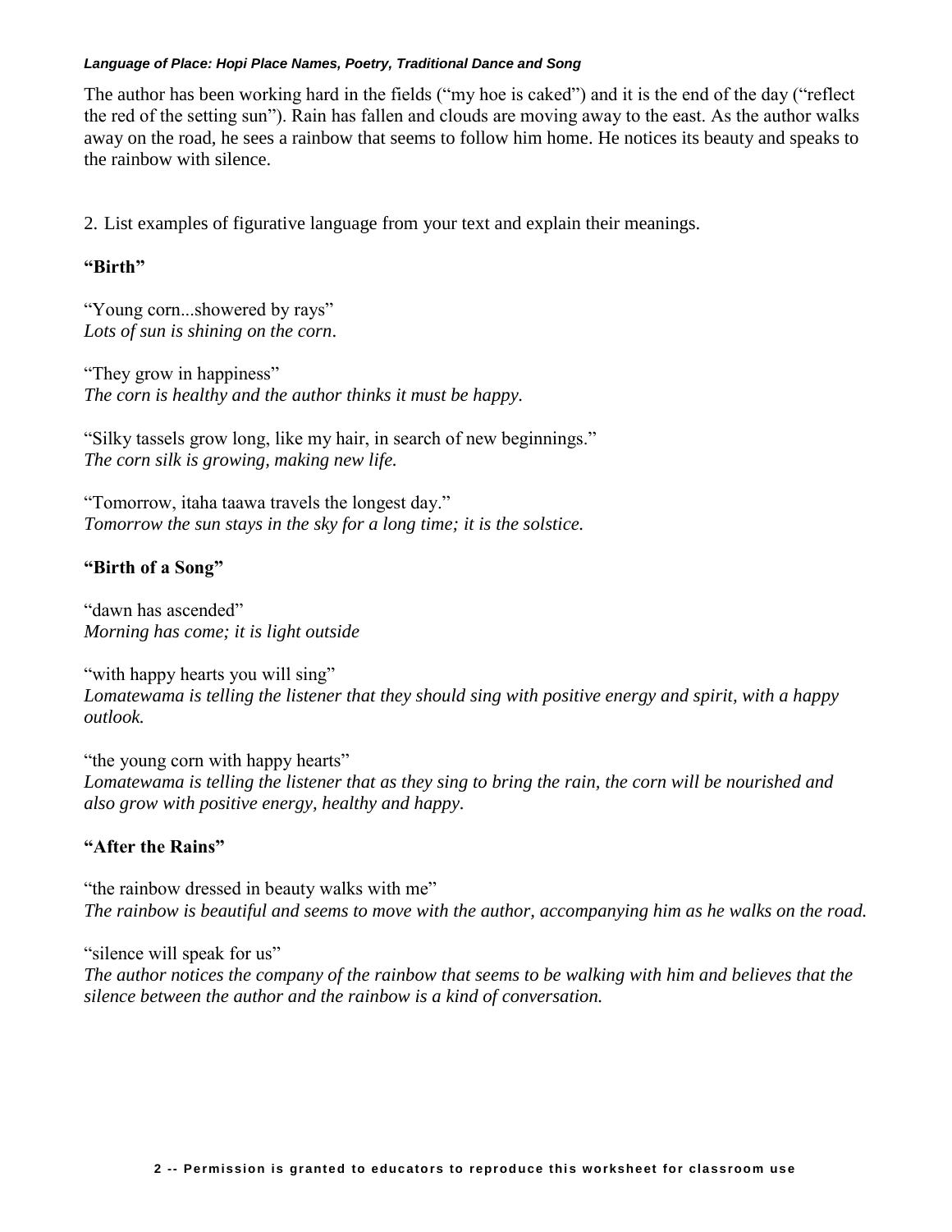The author has been working hard in the fields ("my hoe is caked") and it is the end of the day ("reflect the red of the setting sun"). Rain has fallen and clouds are moving away to the east. As the author walks away on the road, he sees a rainbow that seems to follow him home. He notices its beauty and speaks to the rainbow with silence.

2. List examples of figurative language from your text and explain their meanings.

**"Birth"**

"Young corn...showered by rays"
*Lots of sun is shining on the corn*.

"They grow in happiness"
*The corn is healthy and the author thinks it must be happy.*

"Silky tassels grow long, like my hair, in search of new beginnings."
*The corn silk is growing, making new life.*

"Tomorrow, itaha taawa travels the longest day."
*Tomorrow the sun stays in the sky for a long time; it is the solstice.*

**"Birth of a Song"**

"dawn has ascended"
*Morning has come; it is light outside*

"with happy hearts you will sing"
*Lomatewama is telling the listener that they should sing with positive energy and spirit, with a happy outlook.*

"the young corn with happy hearts"
*Lomatewama is telling the listener that as they sing to bring the rain, the corn will be nourished and also grow with positive energy, healthy and happy.*

**"After the Rains"**

"the rainbow dressed in beauty walks with me"
*The rainbow is beautiful and seems to move with the author, accompanying him as he walks on the road.*

"silence will speak for us"
*The author notices the company of the rainbow that seems to be walking with him and believes that the silence between the author and the rainbow is a kind of conversation.*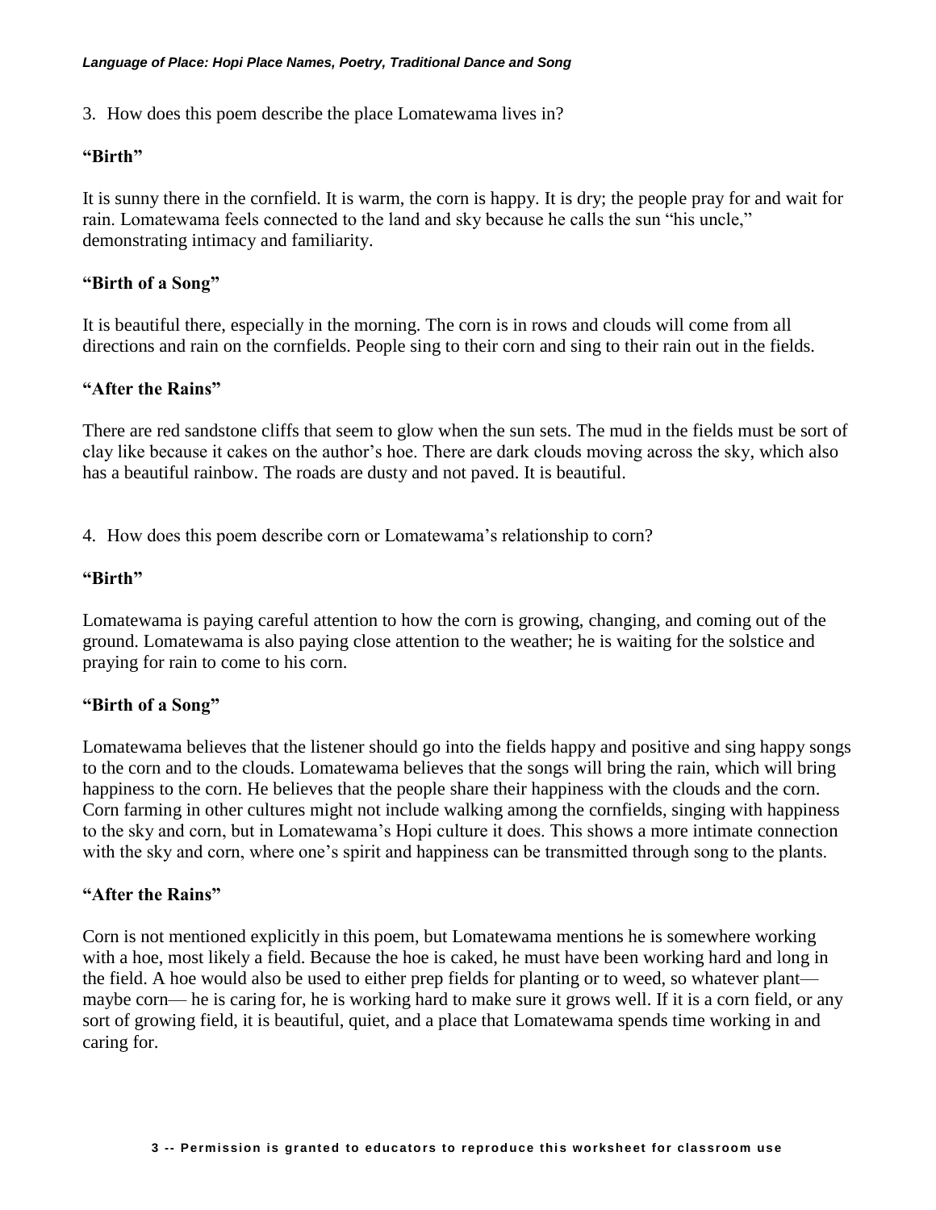3. How does this poem describe the place Lomatewama lives in?

**“Birth”**

It is sunny there in the cornfield. It is warm, the corn is happy. It is dry; the people pray for and wait for rain. Lomatewama feels connected to the land and sky because he calls the sun “his uncle,” demonstrating intimacy and familiarity.

**“Birth of a Song”**

It is beautiful there, especially in the morning. The corn is in rows and clouds will come from all directions and rain on the cornfields. People sing to their corn and sing to their rain out in the fields.

**“After the Rains”**

There are red sandstone cliffs that seem to glow when the sun sets. The mud in the fields must be sort of clay like because it cakes on the author’s hoe. There are dark clouds moving across the sky, which also has a beautiful rainbow. The roads are dusty and not paved. It is beautiful.

4. How does this poem describe corn or Lomatewama’s relationship to corn?

**“Birth”**

Lomatewama is paying careful attention to how the corn is growing, changing, and coming out of the ground. Lomatewama is also paying close attention to the weather; he is waiting for the solstice and praying for rain to come to his corn.

**“Birth of a Song”**

Lomatewama believes that the listener should go into the fields happy and positive and sing happy songs to the corn and to the clouds. Lomatewama believes that the songs will bring the rain, which will bring happiness to the corn. He believes that the people share their happiness with the clouds and the corn. Corn farming in other cultures might not include walking among the cornfields, singing with happiness to the sky and corn, but in Lomatewama’s Hopi culture it does. This shows a more intimate connection with the sky and corn, where one’s spirit and happiness can be transmitted through song to the plants.

**“After the Rains”**

Corn is not mentioned explicitly in this poem, but Lomatewama mentions he is somewhere working with a hoe, most likely a field. Because the hoe is caked, he must have been working hard and long in the field. A hoe would also be used to either prep fields for planting or to weed, so whatever plant—maybe corn— he is caring for, he is working hard to make sure it grows well. If it is a corn field, or any sort of growing field, it is beautiful, quiet, and a place that Lomatewama spends time working in and caring for.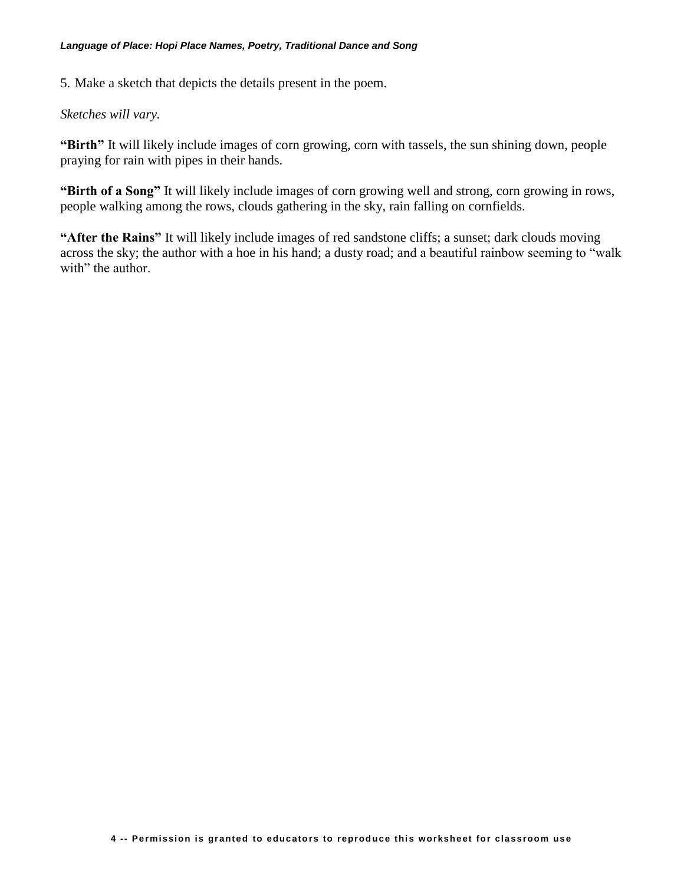5. Make a sketch that depicts the details present in the poem.

*Sketches will vary.*

**"Birth"** It will likely include images of corn growing, corn with tassels, the sun shining down, people praying for rain with pipes in their hands.

**"Birth of a Song"** It will likely include images of corn growing well and strong, corn growing in rows, people walking among the rows, clouds gathering in the sky, rain falling on cornfields.

**"After the Rains"** It will likely include images of red sandstone cliffs; a sunset; dark clouds moving across the sky; the author with a hoe in his hand; a dusty road; and a beautiful rainbow seeming to "walk with" the author.